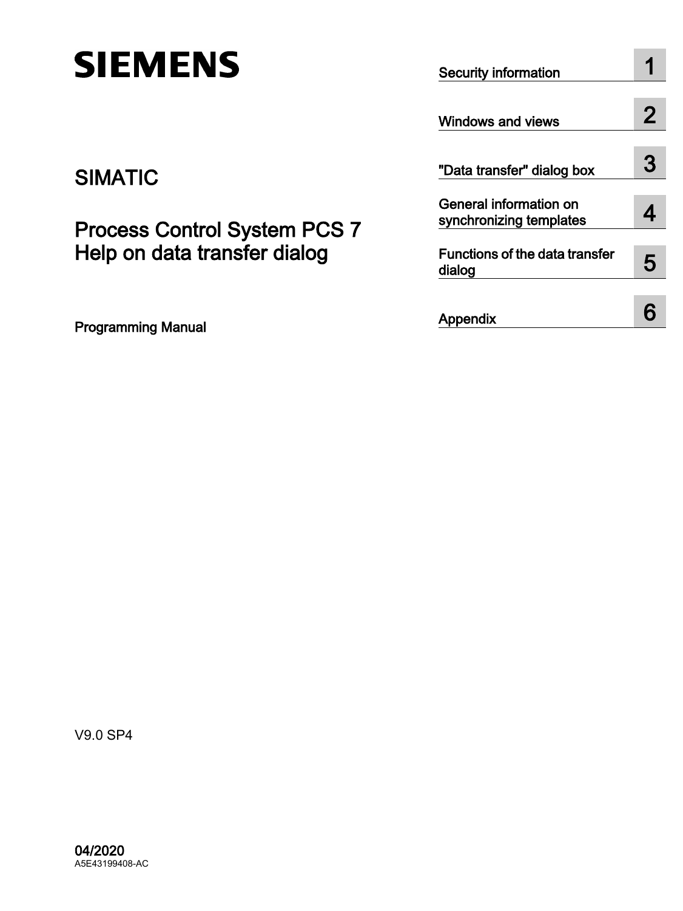SIEMENS

SIMATIC

# Process Control System PCS 7 Help on data transfer dialog

Programming Manual

| | |
|---|---|
| Security information | 1 |
| Windows and views | 2 |
| "Data transfer" dialog box | 3 |
| General information on synchronizing templates | 4 |
| Functions of the data transfer dialog | 5 |
| Appendix | 6 |

V9.0 SP4

**04/2020**

A5E43199408-AC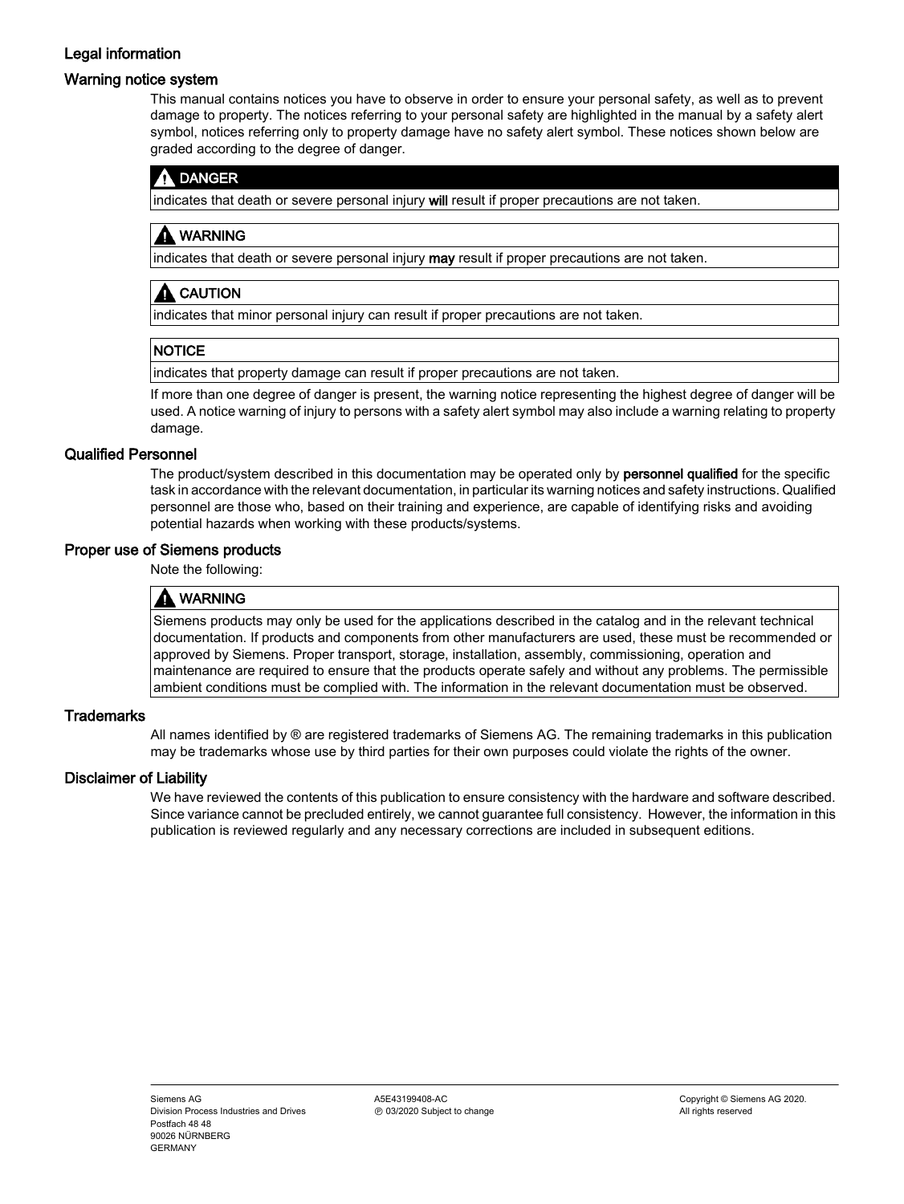## Legal information

### Warning notice system

This manual contains notices you have to observe in order to ensure your personal safety, as well as to prevent damage to property. The notices referring to your personal safety are highlighted in the manual by a safety alert symbol, notices referring only to property damage have no safety alert symbol. These notices shown below are graded according to the degree of danger.

**⚠ DANGER**

indicates that death or severe personal injury **will** result if proper precautions are not taken.

**⚠ WARNING**

indicates that death or severe personal injury **may** result if proper precautions are not taken.

**⚠ CAUTION**

indicates that minor personal injury can result if proper precautions are not taken.

**NOTICE**

indicates that property damage can result if proper precautions are not taken.

If more than one degree of danger is present, the warning notice representing the highest degree of danger will be used. A notice warning of injury to persons with a safety alert symbol may also include a warning relating to property damage.

### Qualified Personnel

The product/system described in this documentation may be operated only by **personnel qualified** for the specific task in accordance with the relevant documentation, in particular its warning notices and safety instructions. Qualified personnel are those who, based on their training and experience, are capable of identifying risks and avoiding potential hazards when working with these products/systems.

### Proper use of Siemens products

Note the following:

**⚠ WARNING**

Siemens products may only be used for the applications described in the catalog and in the relevant technical documentation. If products and components from other manufacturers are used, these must be recommended or approved by Siemens. Proper transport, storage, installation, assembly, commissioning, operation and maintenance are required to ensure that the products operate safely and without any problems. The permissible ambient conditions must be complied with. The information in the relevant documentation must be observed.

### Trademarks

All names identified by ® are registered trademarks of Siemens AG. The remaining trademarks in this publication may be trademarks whose use by third parties for their own purposes could violate the rights of the owner.

### Disclaimer of Liability

We have reviewed the contents of this publication to ensure consistency with the hardware and software described. Since variance cannot be precluded entirely, we cannot guarantee full consistency. However, the information in this publication is reviewed regularly and any necessary corrections are included in subsequent editions.

Siemens AG
Division Process Industries and Drives
Postfach 48 48
90026 NÜRNBERG
GERMANY

A5E43199408-AC
Ⓟ 03/2020 Subject to change

Copyright © Siemens AG 2020.
All rights reserved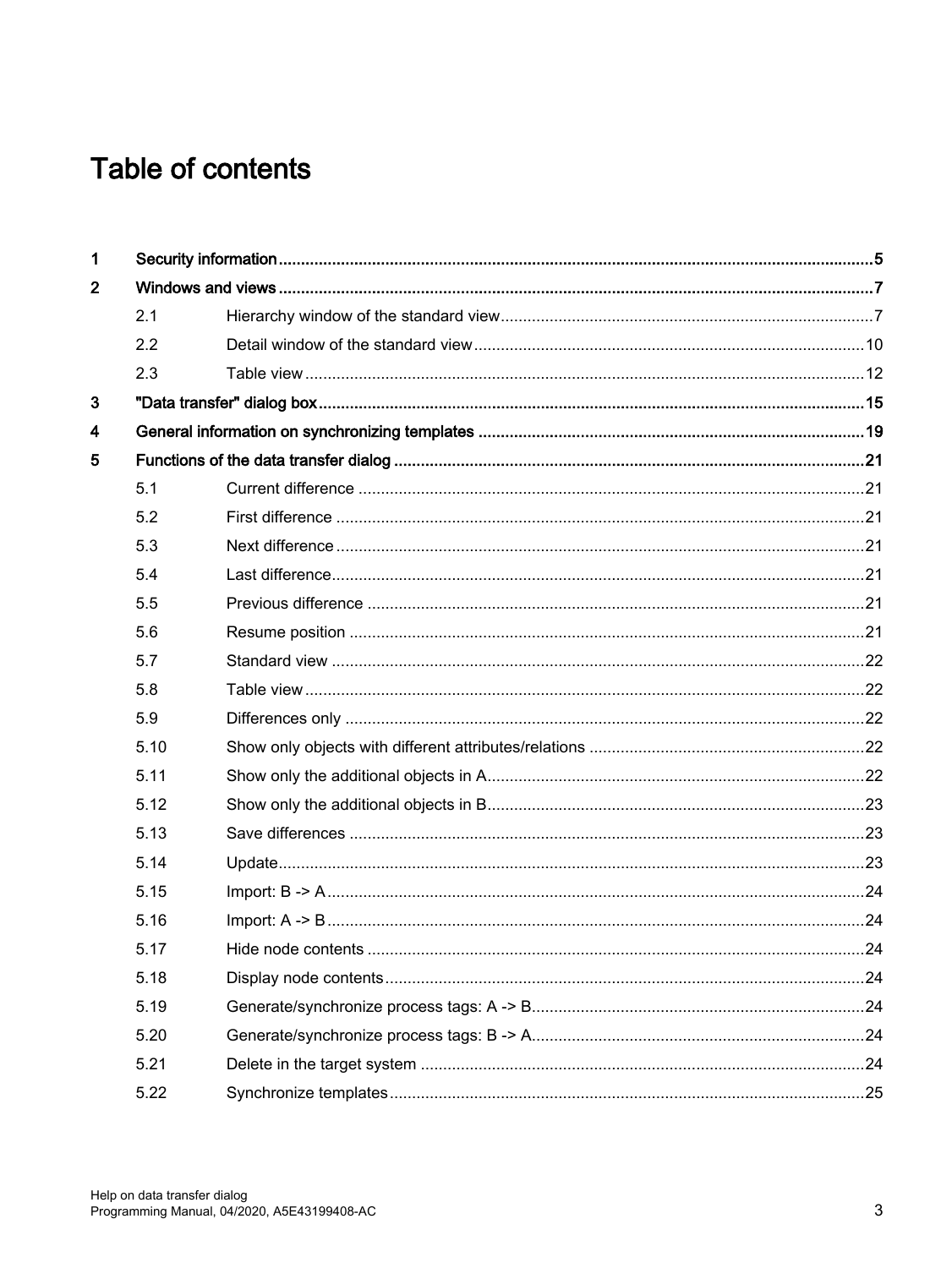# Table of contents

1 Security information ... 5

2 Windows and views ... 7

- 2.1 Hierarchy window of the standard view ... 7
- 2.2 Detail window of the standard view ... 10
- 2.3 Table view ... 12

3 "Data transfer" dialog box ... 15

4 General information on synchronizing templates ... 19

5 Functions of the data transfer dialog ... 21

- 5.1 Current difference ... 21
- 5.2 First difference ... 21
- 5.3 Next difference ... 21
- 5.4 Last difference ... 21
- 5.5 Previous difference ... 21
- 5.6 Resume position ... 21
- 5.7 Standard view ... 22
- 5.8 Table view ... 22
- 5.9 Differences only ... 22
- 5.10 Show only objects with different attributes/relations ... 22
- 5.11 Show only the additional objects in A ... 22
- 5.12 Show only the additional objects in B ... 23
- 5.13 Save differences ... 23
- 5.14 Update ... 23
- 5.15 Import: B -> A ... 24
- 5.16 Import: A -> B ... 24
- 5.17 Hide node contents ... 24
- 5.18 Display node contents ... 24
- 5.19 Generate/synchronize process tags: A -> B ... 24
- 5.20 Generate/synchronize process tags: B -> A ... 24
- 5.21 Delete in the target system ... 24
- 5.22 Synchronize templates ... 25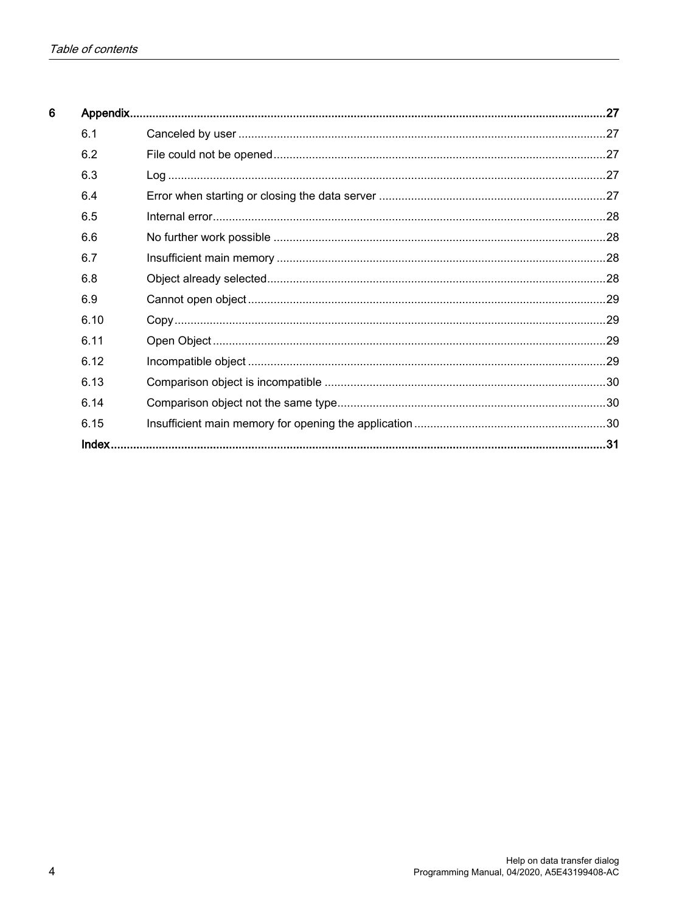| | | |
|---|---|---|
| **6** | **Appendix** | **27** |
| 6.1 | Canceled by user | 27 |
| 6.2 | File could not be opened | 27 |
| 6.3 | Log | 27 |
| 6.4 | Error when starting or closing the data server | 27 |
| 6.5 | Internal error | 28 |
| 6.6 | No further work possible | 28 |
| 6.7 | Insufficient main memory | 28 |
| 6.8 | Object already selected | 28 |
| 6.9 | Cannot open object | 29 |
| 6.10 | Copy | 29 |
| 6.11 | Open Object | 29 |
| 6.12 | Incompatible object | 29 |
| 6.13 | Comparison object is incompatible | 30 |
| 6.14 | Comparison object not the same type | 30 |
| 6.15 | Insufficient main memory for opening the application | 30 |
| | **Index** | **31** |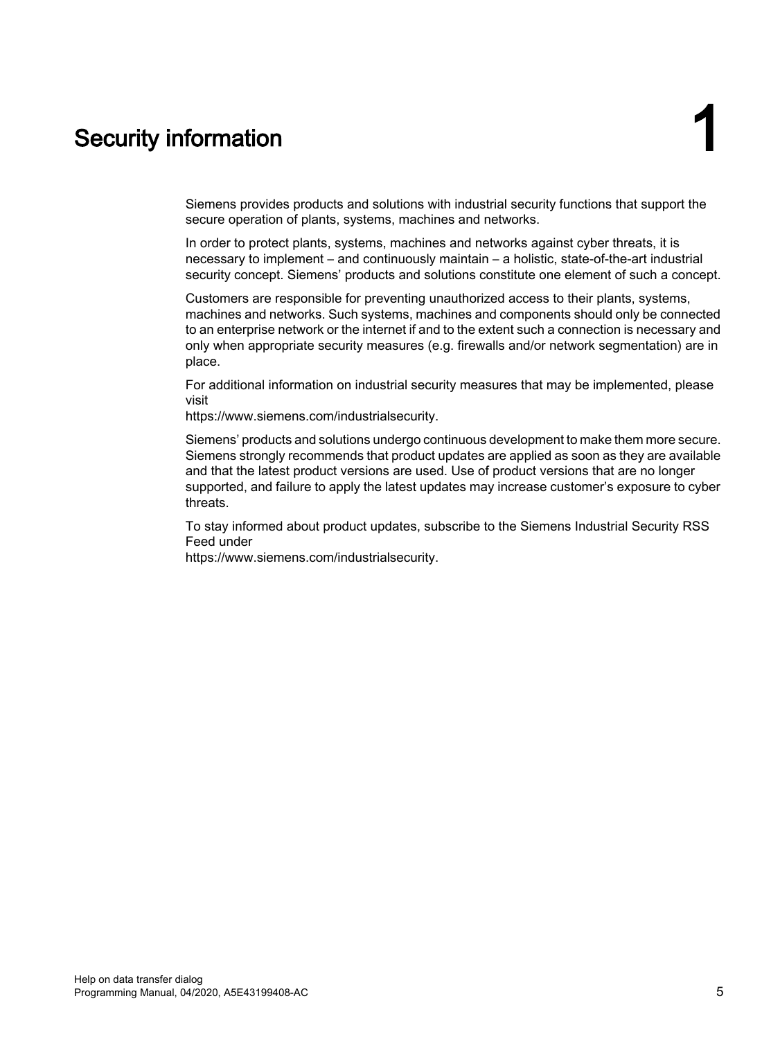# 1 Security information

Siemens provides products and solutions with industrial security functions that support the secure operation of plants, systems, machines and networks.

In order to protect plants, systems, machines and networks against cyber threats, it is necessary to implement – and continuously maintain – a holistic, state-of-the-art industrial security concept. Siemens' products and solutions constitute one element of such a concept.

Customers are responsible for preventing unauthorized access to their plants, systems, machines and networks. Such systems, machines and components should only be connected to an enterprise network or the internet if and to the extent such a connection is necessary and only when appropriate security measures (e.g. firewalls and/or network segmentation) are in place.

For additional information on industrial security measures that may be implemented, please visit
https://www.siemens.com/industrialsecurity.

Siemens' products and solutions undergo continuous development to make them more secure. Siemens strongly recommends that product updates are applied as soon as they are available and that the latest product versions are used. Use of product versions that are no longer supported, and failure to apply the latest updates may increase customer's exposure to cyber threats.

To stay informed about product updates, subscribe to the Siemens Industrial Security RSS Feed under
https://www.siemens.com/industrialsecurity.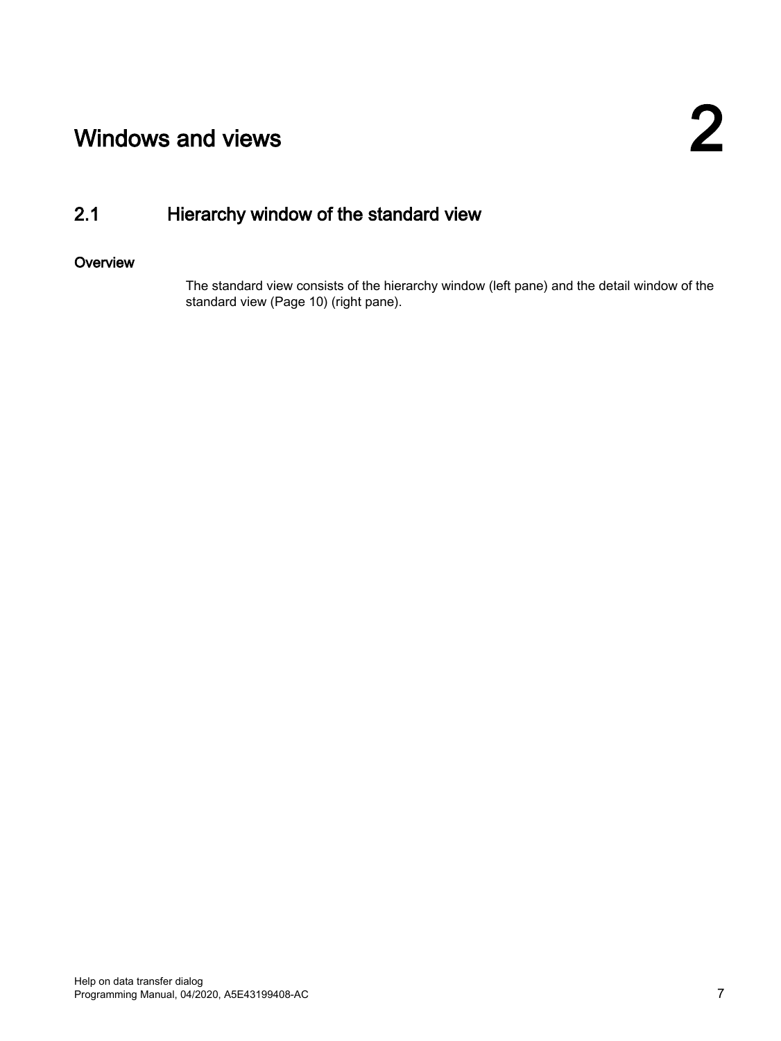# 2 Windows and views

## 2.1 Hierarchy window of the standard view

### Overview

The standard view consists of the hierarchy window (left pane) and the detail window of the standard view (Page 10) (right pane).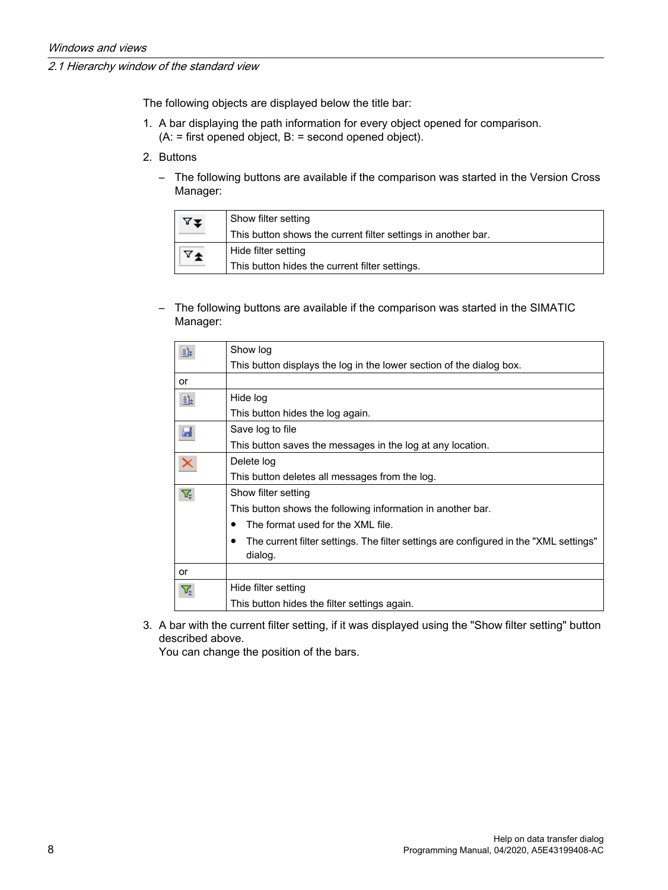The following objects are displayed below the title bar:

1. A bar displaying the path information for every object opened for comparison. (A: = first opened object, B: = second opened object).
2. Buttons
   - The following buttons are available if the comparison was started in the Version Cross Manager:

| | |
|---|---|
| | Show filter setting<br>This button shows the current filter settings in another bar. |
| | Hide filter setting<br>This button hides the current filter settings. |

   - The following buttons are available if the comparison was started in the SIMATIC Manager:

| | |
|---|---|
| | Show log<br>This button displays the log in the lower section of the dialog box. |
| or | |
| | Hide log<br>This button hides the log again. |
| | Save log to file<br>This button saves the messages in the log at any location. |
| | Delete log<br>This button deletes all messages from the log. |
| | Show filter setting<br>This button shows the following information in another bar.<br>• The format used for the XML file.<br>• The current filter settings. The filter settings are configured in the "XML settings" dialog. |
| or | |
| | Hide filter setting<br>This button hides the filter settings again. |

3. A bar with the current filter setting, if it was displayed using the "Show filter setting" button described above.
   You can change the position of the bars.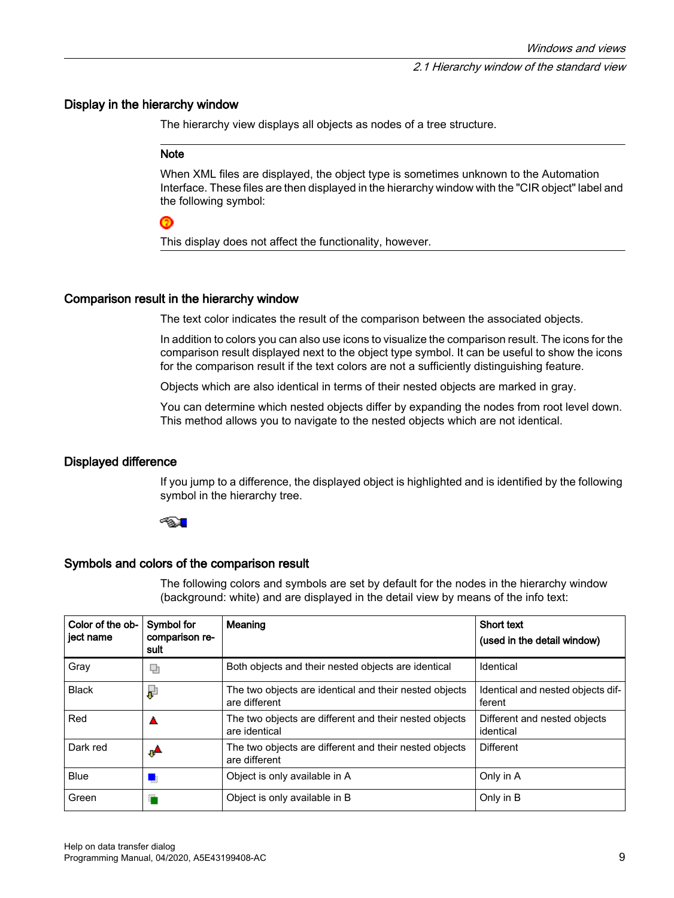## Display in the hierarchy window

The hierarchy view displays all objects as nodes of a tree structure.

---

**Note**

When XML files are displayed, the object type is sometimes unknown to the Automation Interface. These files are then displayed in the hierarchy window with the "CIR object" label and the following symbol:

This display does not affect the functionality, however.

---

## Comparison result in the hierarchy window

The text color indicates the result of the comparison between the associated objects.

In addition to colors you can also use icons to visualize the comparison result. The icons for the comparison result displayed next to the object type symbol. It can be useful to show the icons for the comparison result if the text colors are not a sufficiently distinguishing feature.

Objects which are also identical in terms of their nested objects are marked in gray.

You can determine which nested objects differ by expanding the nodes from root level down. This method allows you to navigate to the nested objects which are not identical.

## Displayed difference

If you jump to a difference, the displayed object is highlighted and is identified by the following symbol in the hierarchy tree.

## Symbols and colors of the comparison result

The following colors and symbols are set by default for the nodes in the hierarchy window (background: white) and are displayed in the detail view by means of the info text:

| Color of the object name | Symbol for comparison result | Meaning | Short text<br>(used in the detail window) |
|---|---|---|---|
| Gray | | Both objects and their nested objects are identical | Identical |
| Black | | The two objects are identical and their nested objects are different | Identical and nested objects different |
| Red | | The two objects are different and their nested objects are identical | Different and nested objects identical |
| Dark red | | The two objects are different and their nested objects are different | Different |
| Blue | | Object is only available in A | Only in A |
| Green | | Object is only available in B | Only in B |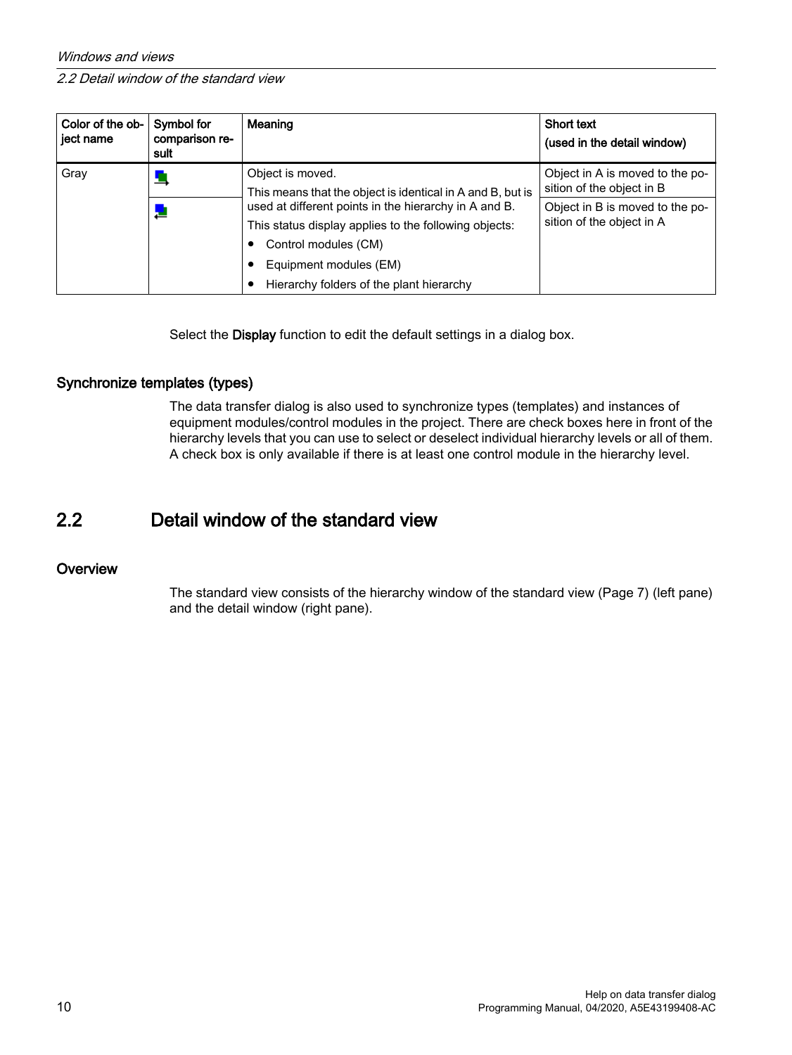| Color of the object name | Symbol for comparison result | Meaning | Short text (used in the detail window) |
|---|---|---|---|
| Gray | | Object is moved. This means that the object is identical in A and B, but is used at different points in the hierarchy in A and B. This status display applies to the following objects: <br>• Control modules (CM)<br>• Equipment modules (EM)<br>• Hierarchy folders of the plant hierarchy | Object in A is moved to the position of the object in B |
| | | | Object in B is moved to the position of the object in A |

Select the **Display** function to edit the default settings in a dialog box.

### Synchronize templates (types)

The data transfer dialog is also used to synchronize types (templates) and instances of equipment modules/control modules in the project. There are check boxes here in front of the hierarchy levels that you can use to select or deselect individual hierarchy levels or all of them. A check box is only available if there is at least one control module in the hierarchy level.

## 2.2 Detail window of the standard view

### Overview

The standard view consists of the hierarchy window of the standard view (Page 7) (left pane) and the detail window (right pane).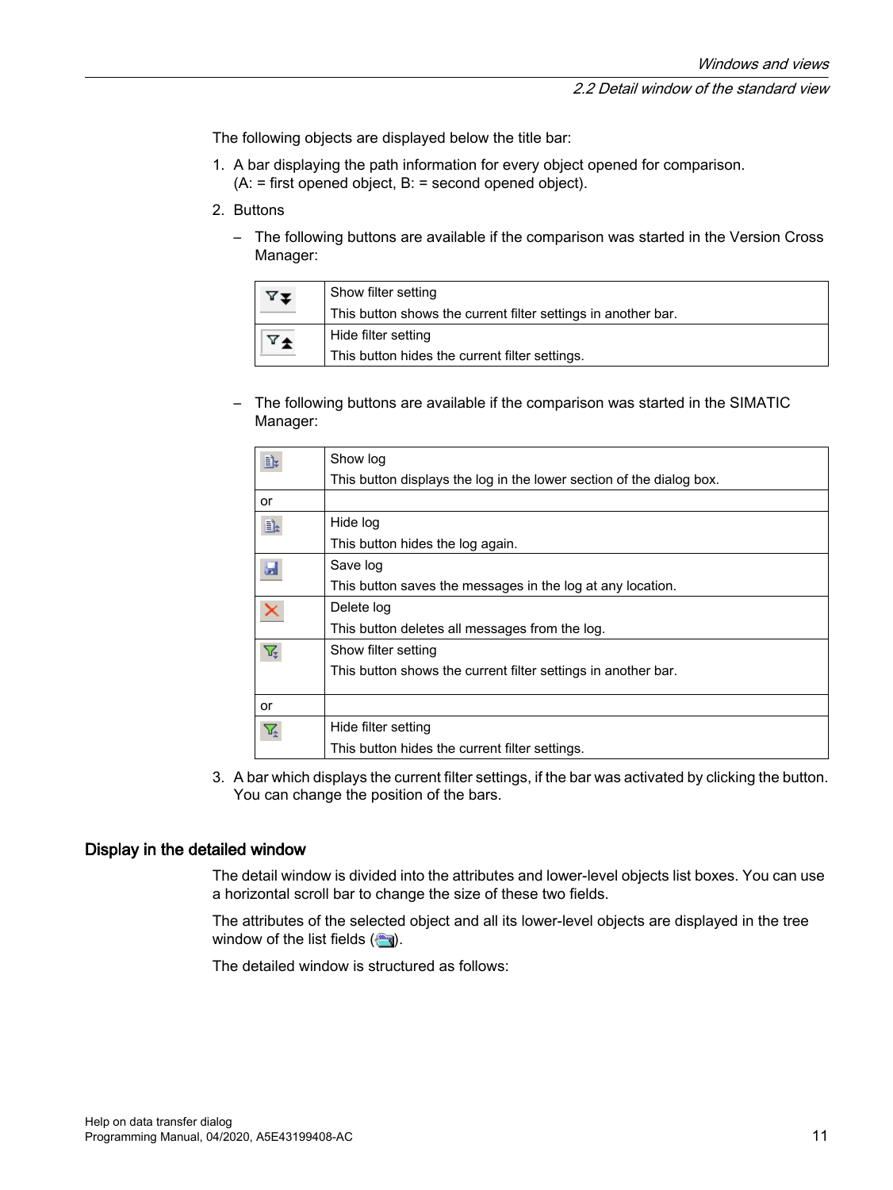The following objects are displayed below the title bar:

1. A bar displaying the path information for every object opened for comparison. (A: = first opened object, B: = second opened object).
2. Buttons
   - The following buttons are available if the comparison was started in the Version Cross Manager:

| | |
|---|---|
| | Show filter setting<br>This button shows the current filter settings in another bar. |
| | Hide filter setting<br>This button hides the current filter settings. |

   - The following buttons are available if the comparison was started in the SIMATIC Manager:

| | |
|---|---|
| | Show log<br>This button displays the log in the lower section of the dialog box. |
| or | |
| | Hide log<br>This button hides the log again. |
| | Save log<br>This button saves the messages in the log at any location. |
| | Delete log<br>This button deletes all messages from the log. |
| | Show filter setting<br>This button shows the current filter settings in another bar. |
| or | |
| | Hide filter setting<br>This button hides the current filter settings. |

3. A bar which displays the current filter settings, if the bar was activated by clicking the button. You can change the position of the bars.

## Display in the detailed window

The detail window is divided into the attributes and lower-level objects list boxes. You can use a horizontal scroll bar to change the size of these two fields.

The attributes of the selected object and all its lower-level objects are displayed in the tree window of the list fields ( ).

The detailed window is structured as follows: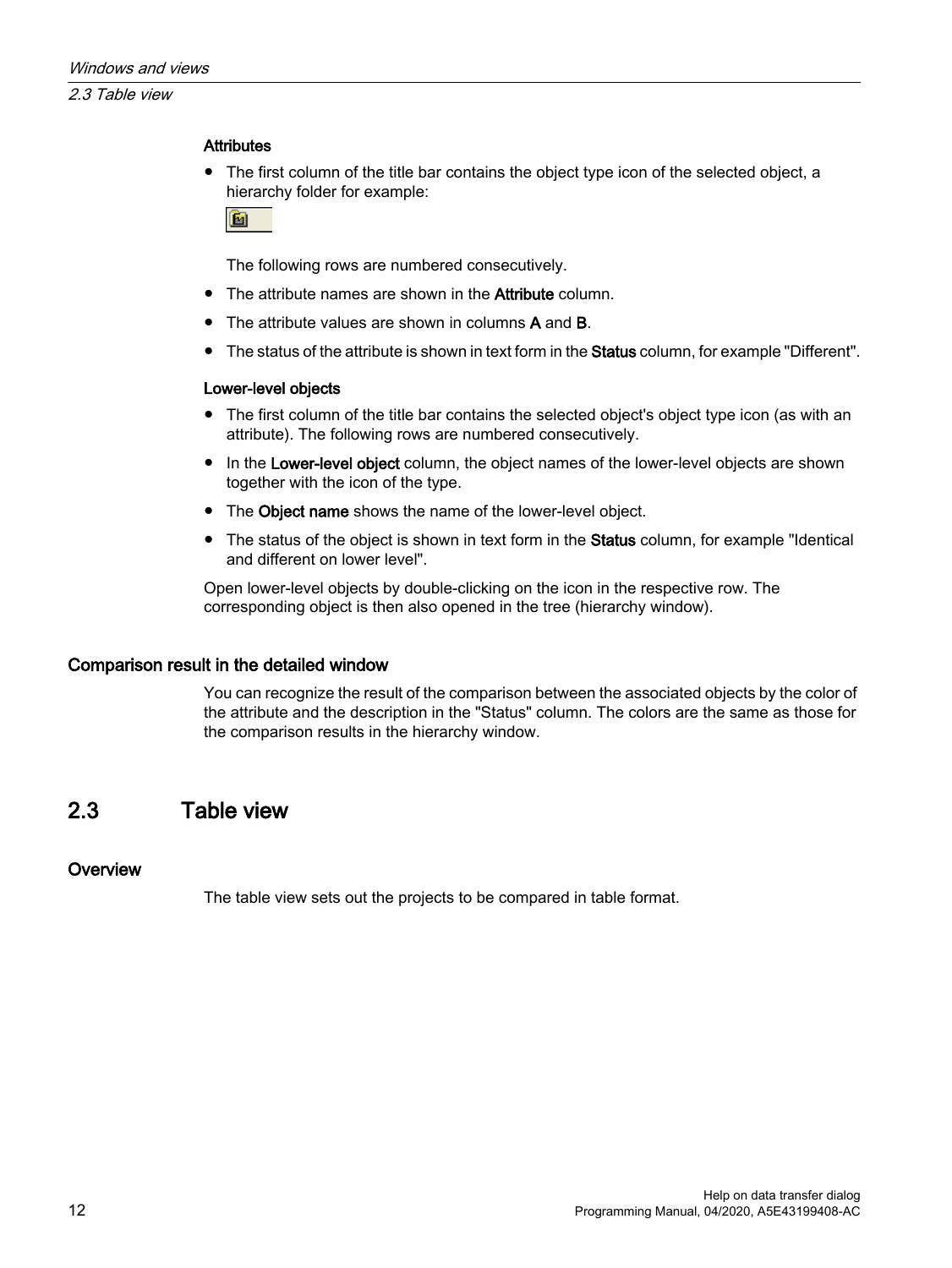#### Attributes

- The first column of the title bar contains the object type icon of the selected object, a hierarchy folder for example:

  The following rows are numbered consecutively.
- The attribute names are shown in the **Attribute** column.
- The attribute values are shown in columns **A** and **B**.
- The status of the attribute is shown in text form in the **Status** column, for example "Different".

#### Lower-level objects

- The first column of the title bar contains the selected object's object type icon (as with an attribute). The following rows are numbered consecutively.
- In the **Lower-level object** column, the object names of the lower-level objects are shown together with the icon of the type.
- The **Object name** shows the name of the lower-level object.
- The status of the object is shown in text form in the **Status** column, for example "Identical and different on lower level".

Open lower-level objects by double-clicking on the icon in the respective row. The corresponding object is then also opened in the tree (hierarchy window).

### Comparison result in the detailed window

You can recognize the result of the comparison between the associated objects by the color of the attribute and the description in the "Status" column. The colors are the same as those for the comparison results in the hierarchy window.

## 2.3 Table view

### Overview

The table view sets out the projects to be compared in table format.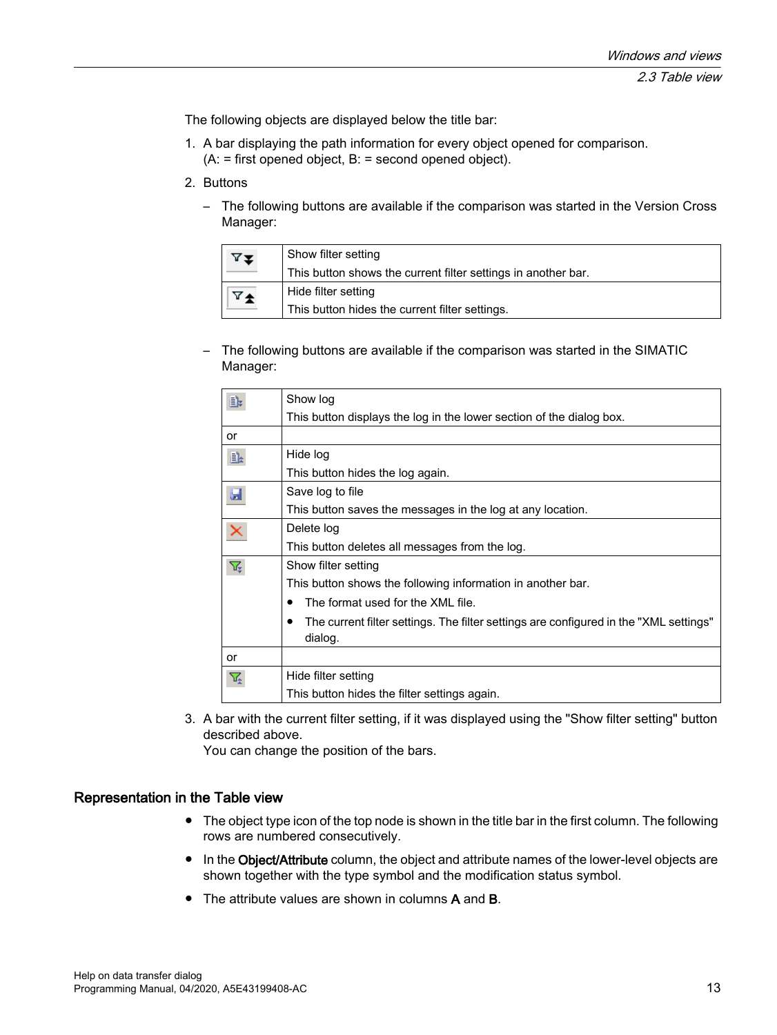The following objects are displayed below the title bar:

1. A bar displaying the path information for every object opened for comparison. (A: = first opened object, B: = second opened object).
2. Buttons
   - The following buttons are available if the comparison was started in the Version Cross Manager:

| | |
|---|---|
| | Show filter setting<br>This button shows the current filter settings in another bar. |
| | Hide filter setting<br>This button hides the current filter settings. |

   - The following buttons are available if the comparison was started in the SIMATIC Manager:

| | |
|---|---|
| | Show log<br>This button displays the log in the lower section of the dialog box. |
| or | |
| | Hide log<br>This button hides the log again. |
| | Save log to file<br>This button saves the messages in the log at any location. |
| | Delete log<br>This button deletes all messages from the log. |
| | Show filter setting<br>This button shows the following information in another bar.<br>• The format used for the XML file.<br>• The current filter settings. The filter settings are configured in the "XML settings" dialog. |
| or | |
| | Hide filter setting<br>This button hides the filter settings again. |

3. A bar with the current filter setting, if it was displayed using the "Show filter setting" button described above.
   You can change the position of the bars.

## Representation in the Table view

- The object type icon of the top node is shown in the title bar in the first column. The following rows are numbered consecutively.
- In the **Object/Attribute** column, the object and attribute names of the lower-level objects are shown together with the type symbol and the modification status symbol.
- The attribute values are shown in columns **A** and **B**.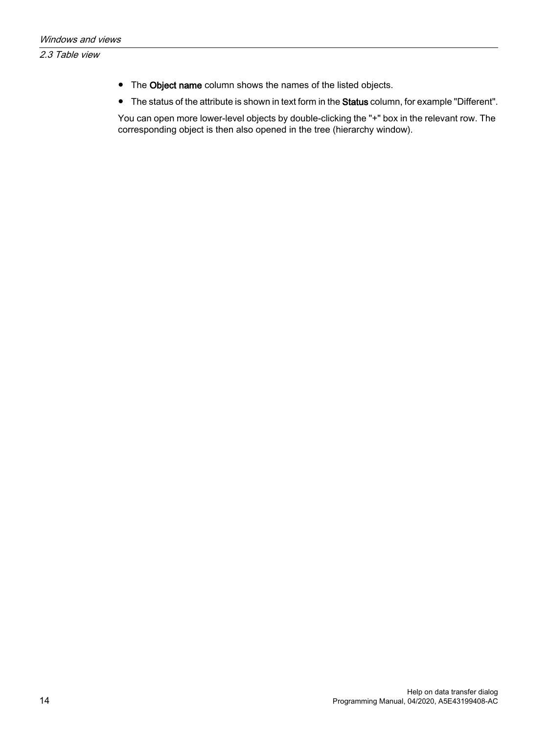- The **Object name** column shows the names of the listed objects.
- The status of the attribute is shown in text form in the **Status** column, for example "Different".

You can open more lower-level objects by double-clicking the "+" box in the relevant row. The corresponding object is then also opened in the tree (hierarchy window).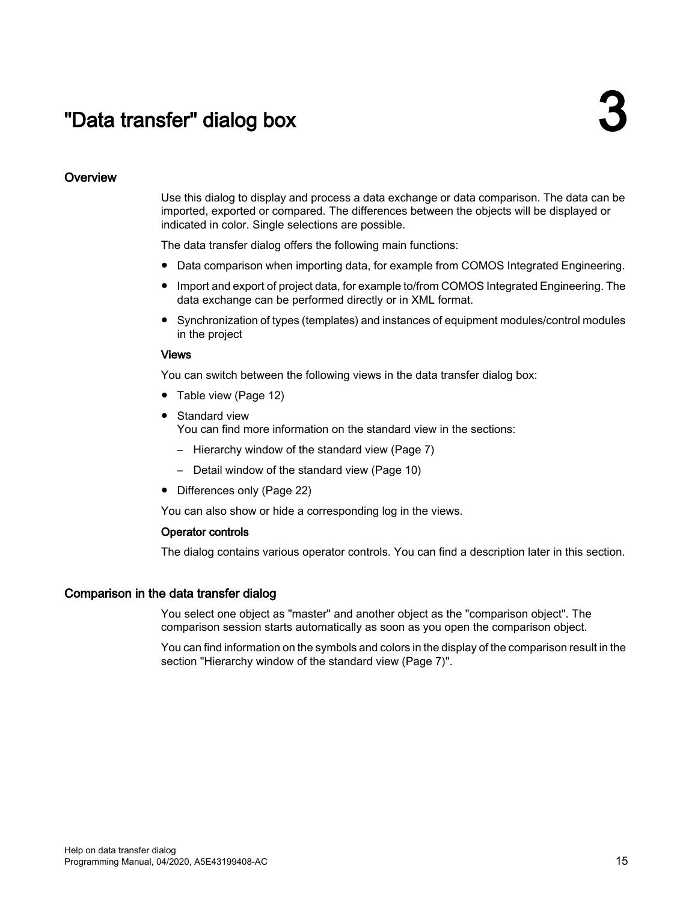# 3 "Data transfer" dialog box

## Overview

Use this dialog to display and process a data exchange or data comparison. The data can be imported, exported or compared. The differences between the objects will be displayed or indicated in color. Single selections are possible.

The data transfer dialog offers the following main functions:

- Data comparison when importing data, for example from COMOS Integrated Engineering.
- Import and export of project data, for example to/from COMOS Integrated Engineering. The data exchange can be performed directly or in XML format.
- Synchronization of types (templates) and instances of equipment modules/control modules in the project

### Views

You can switch between the following views in the data transfer dialog box:

- Table view (Page 12)
- Standard view
  You can find more information on the standard view in the sections:
  - Hierarchy window of the standard view (Page 7)
  - Detail window of the standard view (Page 10)
- Differences only (Page 22)

You can also show or hide a corresponding log in the views.

### Operator controls

The dialog contains various operator controls. You can find a description later in this section.

## Comparison in the data transfer dialog

You select one object as "master" and another object as the "comparison object". The comparison session starts automatically as soon as you open the comparison object.

You can find information on the symbols and colors in the display of the comparison result in the section "Hierarchy window of the standard view (Page 7)".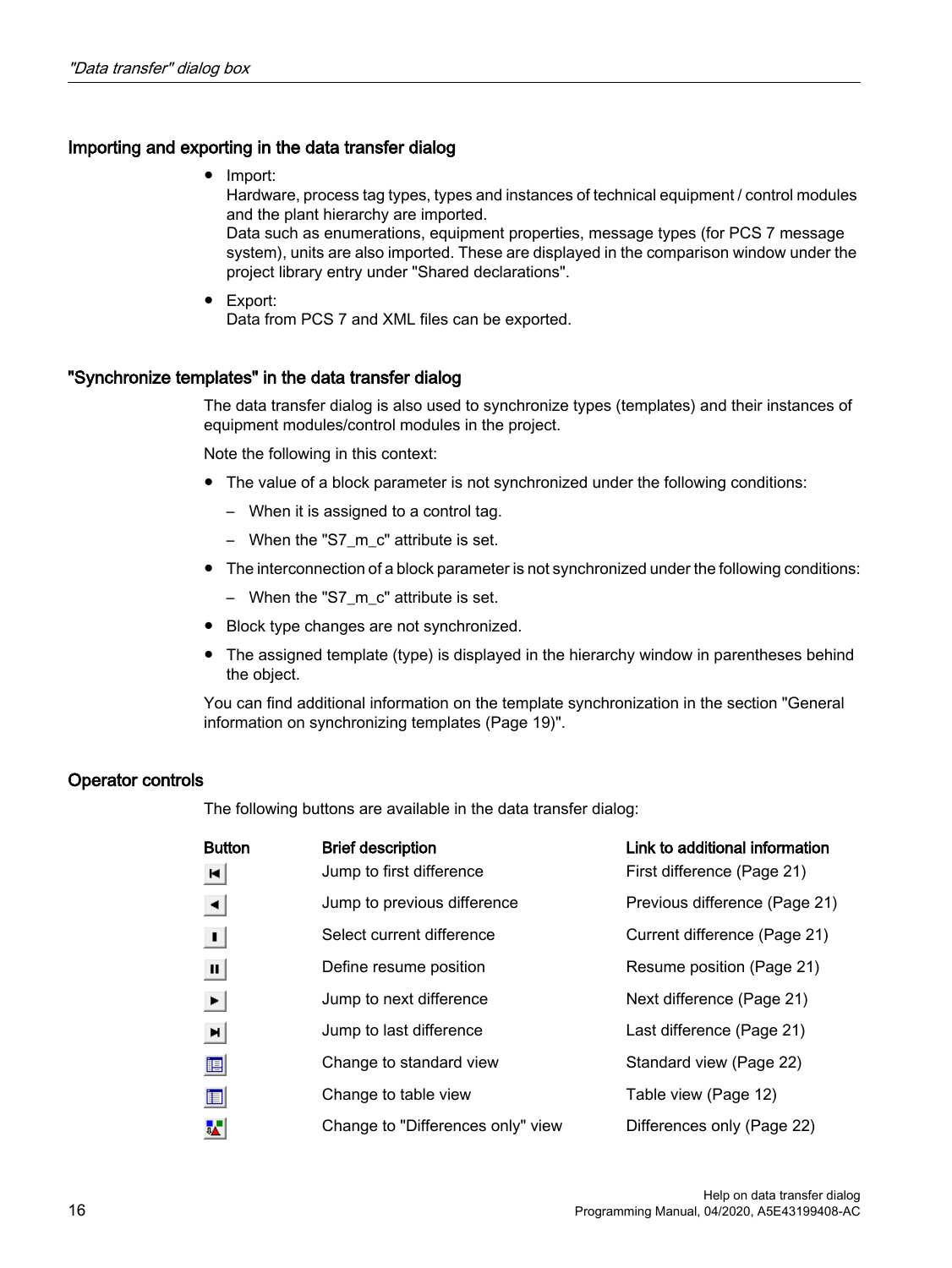## Importing and exporting in the data transfer dialog

- Import:
  Hardware, process tag types, types and instances of technical equipment / control modules and the plant hierarchy are imported.
  Data such as enumerations, equipment properties, message types (for PCS 7 message system), units are also imported. These are displayed in the comparison window under the project library entry under "Shared declarations".
- Export:
  Data from PCS 7 and XML files can be exported.

## "Synchronize templates" in the data transfer dialog

The data transfer dialog is also used to synchronize types (templates) and their instances of equipment modules/control modules in the project.

Note the following in this context:

- The value of a block parameter is not synchronized under the following conditions:
  - When it is assigned to a control tag.
  - When the "S7_m_c" attribute is set.
- The interconnection of a block parameter is not synchronized under the following conditions:
  - When the "S7_m_c" attribute is set.
- Block type changes are not synchronized.
- The assigned template (type) is displayed in the hierarchy window in parentheses behind the object.

You can find additional information on the template synchronization in the section "General information on synchronizing templates (Page 19)".

## Operator controls

The following buttons are available in the data transfer dialog:

| Button | Brief description | Link to additional information |
|---|---|---|
| | Jump to first difference | First difference (Page 21) |
| | Jump to previous difference | Previous difference (Page 21) |
| | Select current difference | Current difference (Page 21) |
| | Define resume position | Resume position (Page 21) |
| | Jump to next difference | Next difference (Page 21) |
| | Jump to last difference | Last difference (Page 21) |
| | Change to standard view | Standard view (Page 22) |
| | Change to table view | Table view (Page 12) |
| | Change to "Differences only" view | Differences only (Page 22) |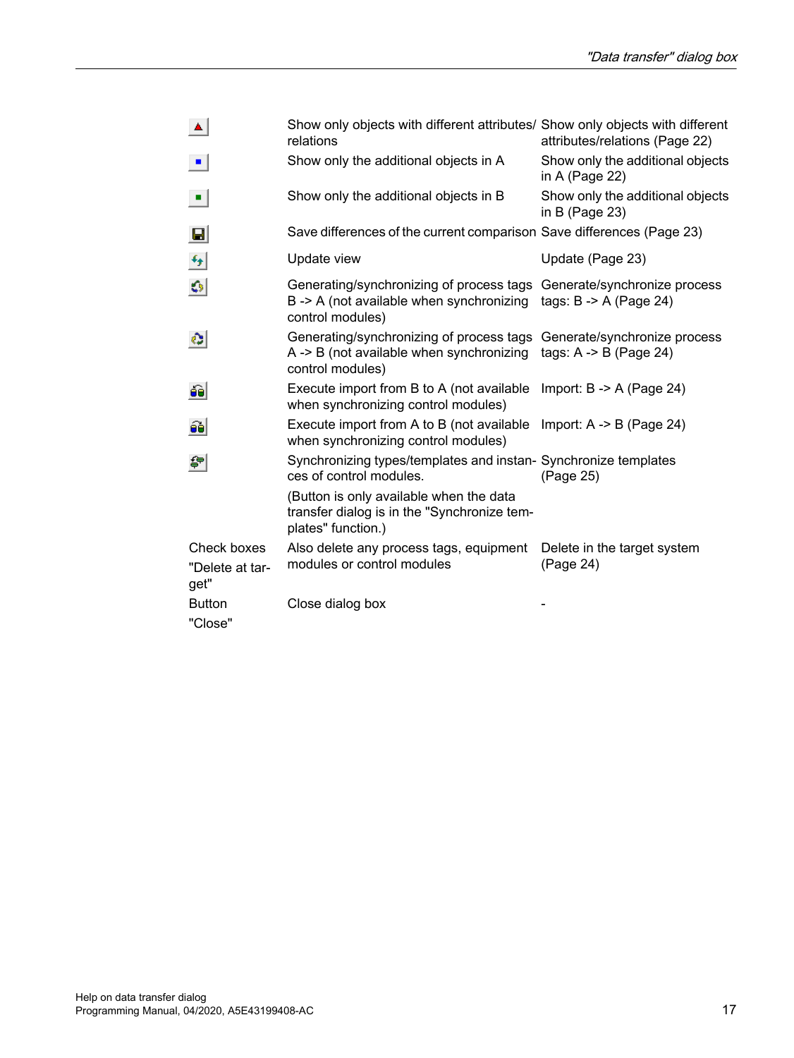| | | |
|---|---|---|
| | Show only objects with different attributes/ relations | Show only objects with different attributes/relations (Page 22) |
| | Show only the additional objects in A | Show only the additional objects in A (Page 22) |
| | Show only the additional objects in B | Show only the additional objects in B (Page 23) |
| | Save differences of the current comparison | Save differences (Page 23) |
| | Update view | Update (Page 23) |
| | Generating/synchronizing of process tags B -> A (not available when synchronizing control modules) | Generate/synchronize process tags: B -> A (Page 24) |
| | Generating/synchronizing of process tags A -> B (not available when synchronizing control modules) | Generate/synchronize process tags: A -> B (Page 24) |
| | Execute import from B to A (not available when synchronizing control modules) | Import: B -> A (Page 24) |
| | Execute import from A to B (not available when synchronizing control modules) | Import: A -> B (Page 24) |
| | Synchronizing types/templates and instances of control modules.<br>(Button is only available when the data transfer dialog is in the "Synchronize templates" function.) | Synchronize templates (Page 25) |
| Check boxes "Delete at target" | Also delete any process tags, equipment modules or control modules | Delete in the target system (Page 24) |
| Button "Close" | Close dialog box | - |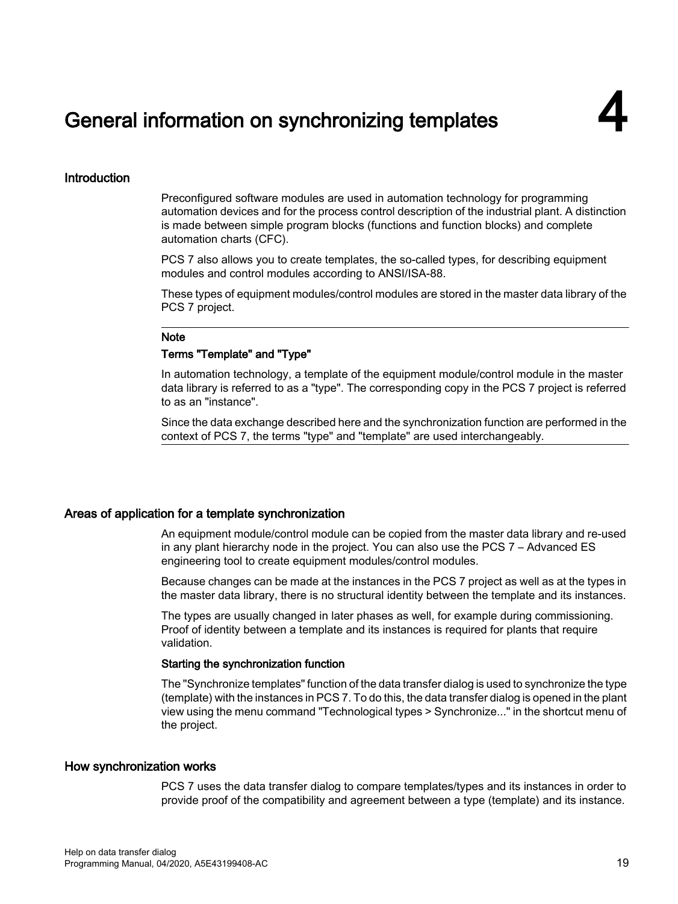# 4 General information on synchronizing templates

## Introduction

Preconfigured software modules are used in automation technology for programming automation devices and for the process control description of the industrial plant. A distinction is made between simple program blocks (functions and function blocks) and complete automation charts (CFC).

PCS 7 also allows you to create templates, the so-called types, for describing equipment modules and control modules according to ANSI/ISA-88.

These types of equipment modules/control modules are stored in the master data library of the PCS 7 project.

---

**Note**

**Terms "Template" and "Type"**

In automation technology, a template of the equipment module/control module in the master data library is referred to as a "type". The corresponding copy in the PCS 7 project is referred to as an "instance".

Since the data exchange described here and the synchronization function are performed in the context of PCS 7, the terms "type" and "template" are used interchangeably.

---

## Areas of application for a template synchronization

An equipment module/control module can be copied from the master data library and re-used in any plant hierarchy node in the project. You can also use the PCS 7 – Advanced ES engineering tool to create equipment modules/control modules.

Because changes can be made at the instances in the PCS 7 project as well as at the types in the master data library, there is no structural identity between the template and its instances.

The types are usually changed in later phases as well, for example during commissioning. Proof of identity between a template and its instances is required for plants that require validation.

### Starting the synchronization function

The "Synchronize templates" function of the data transfer dialog is used to synchronize the type (template) with the instances in PCS 7. To do this, the data transfer dialog is opened in the plant view using the menu command "Technological types > Synchronize..." in the shortcut menu of the project.

## How synchronization works

PCS 7 uses the data transfer dialog to compare templates/types and its instances in order to provide proof of the compatibility and agreement between a type (template) and its instance.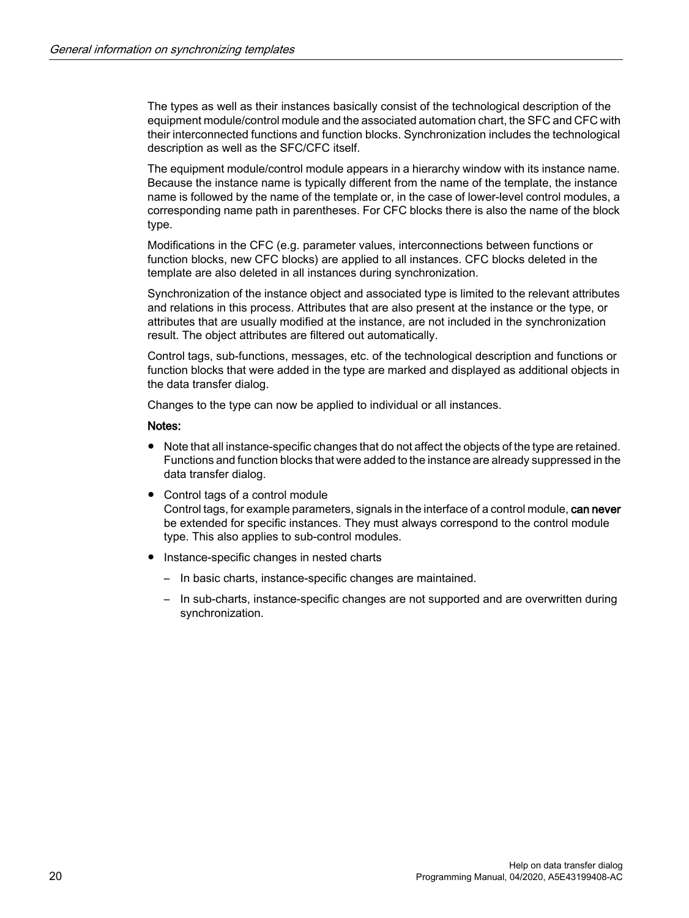The types as well as their instances basically consist of the technological description of the equipment module/control module and the associated automation chart, the SFC and CFC with their interconnected functions and function blocks. Synchronization includes the technological description as well as the SFC/CFC itself.

The equipment module/control module appears in a hierarchy window with its instance name. Because the instance name is typically different from the name of the template, the instance name is followed by the name of the template or, in the case of lower-level control modules, a corresponding name path in parentheses. For CFC blocks there is also the name of the block type.

Modifications in the CFC (e.g. parameter values, interconnections between functions or function blocks, new CFC blocks) are applied to all instances. CFC blocks deleted in the template are also deleted in all instances during synchronization.

Synchronization of the instance object and associated type is limited to the relevant attributes and relations in this process. Attributes that are also present at the instance or the type, or attributes that are usually modified at the instance, are not included in the synchronization result. The object attributes are filtered out automatically.

Control tags, sub-functions, messages, etc. of the technological description and functions or function blocks that were added in the type are marked and displayed as additional objects in the data transfer dialog.

Changes to the type can now be applied to individual or all instances.

**Notes:**

- Note that all instance-specific changes that do not affect the objects of the type are retained. Functions and function blocks that were added to the instance are already suppressed in the data transfer dialog.
- Control tags of a control module
  Control tags, for example parameters, signals in the interface of a control module, **can never** be extended for specific instances. They must always correspond to the control module type. This also applies to sub-control modules.
- Instance-specific changes in nested charts
  - In basic charts, instance-specific changes are maintained.
  - In sub-charts, instance-specific changes are not supported and are overwritten during synchronization.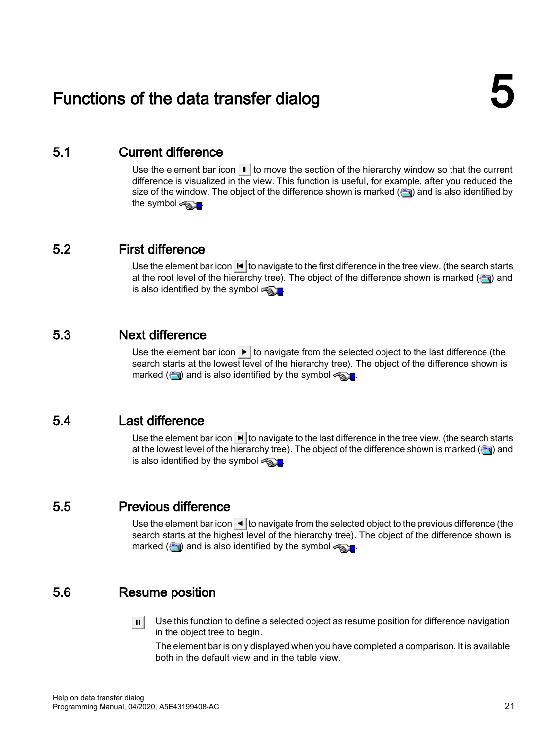# 5 Functions of the data transfer dialog

## 5.1 Current difference

Use the element bar icon to move the section of the hierarchy window so that the current difference is visualized in the view. This function is useful, for example, after you reduced the size of the window. The object of the difference shown is marked () and is also identified by the symbol .

## 5.2 First difference

Use the element bar icon to navigate to the first difference in the tree view. (the search starts at the root level of the hierarchy tree). The object of the difference shown is marked () and is also identified by the symbol .

## 5.3 Next difference

Use the element bar icon to navigate from the selected object to the last difference (the search starts at the lowest level of the hierarchy tree). The object of the difference shown is marked () and is also identified by the symbol .

## 5.4 Last difference

Use the element bar icon to navigate to the last difference in the tree view. (the search starts at the lowest level of the hierarchy tree). The object of the difference shown is marked () and is also identified by the symbol .

## 5.5 Previous difference

Use the element bar icon to navigate from the selected object to the previous difference (the search starts at the highest level of the hierarchy tree). The object of the difference shown is marked () and is also identified by the symbol .

## 5.6 Resume position

Use this function to define a selected object as resume position for difference navigation in the object tree to begin.

The element bar is only displayed when you have completed a comparison. It is available both in the default view and in the table view.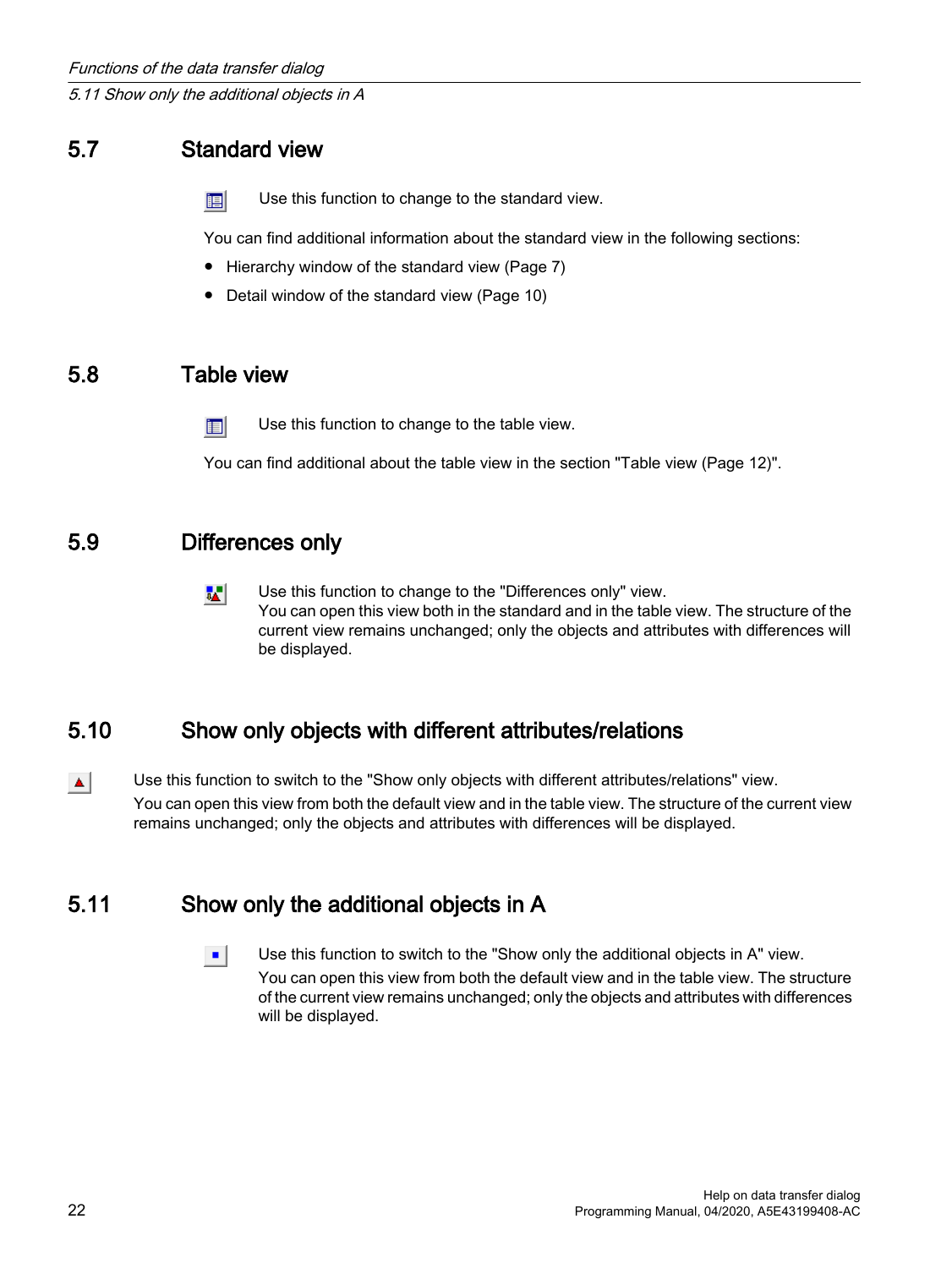## 5.7 Standard view

Use this function to change to the standard view.

You can find additional information about the standard view in the following sections:

- Hierarchy window of the standard view (Page 7)
- Detail window of the standard view (Page 10)

## 5.8 Table view

Use this function to change to the table view.

You can find additional about the table view in the section "Table view (Page 12)".

## 5.9 Differences only

Use this function to change to the "Differences only" view.
You can open this view both in the standard and in the table view. The structure of the current view remains unchanged; only the objects and attributes with differences will be displayed.

## 5.10 Show only objects with different attributes/relations

Use this function to switch to the "Show only objects with different attributes/relations" view.

You can open this view from both the default view and in the table view. The structure of the current view remains unchanged; only the objects and attributes with differences will be displayed.

## 5.11 Show only the additional objects in A

Use this function to switch to the "Show only the additional objects in A" view.

You can open this view from both the default view and in the table view. The structure of the current view remains unchanged; only the objects and attributes with differences will be displayed.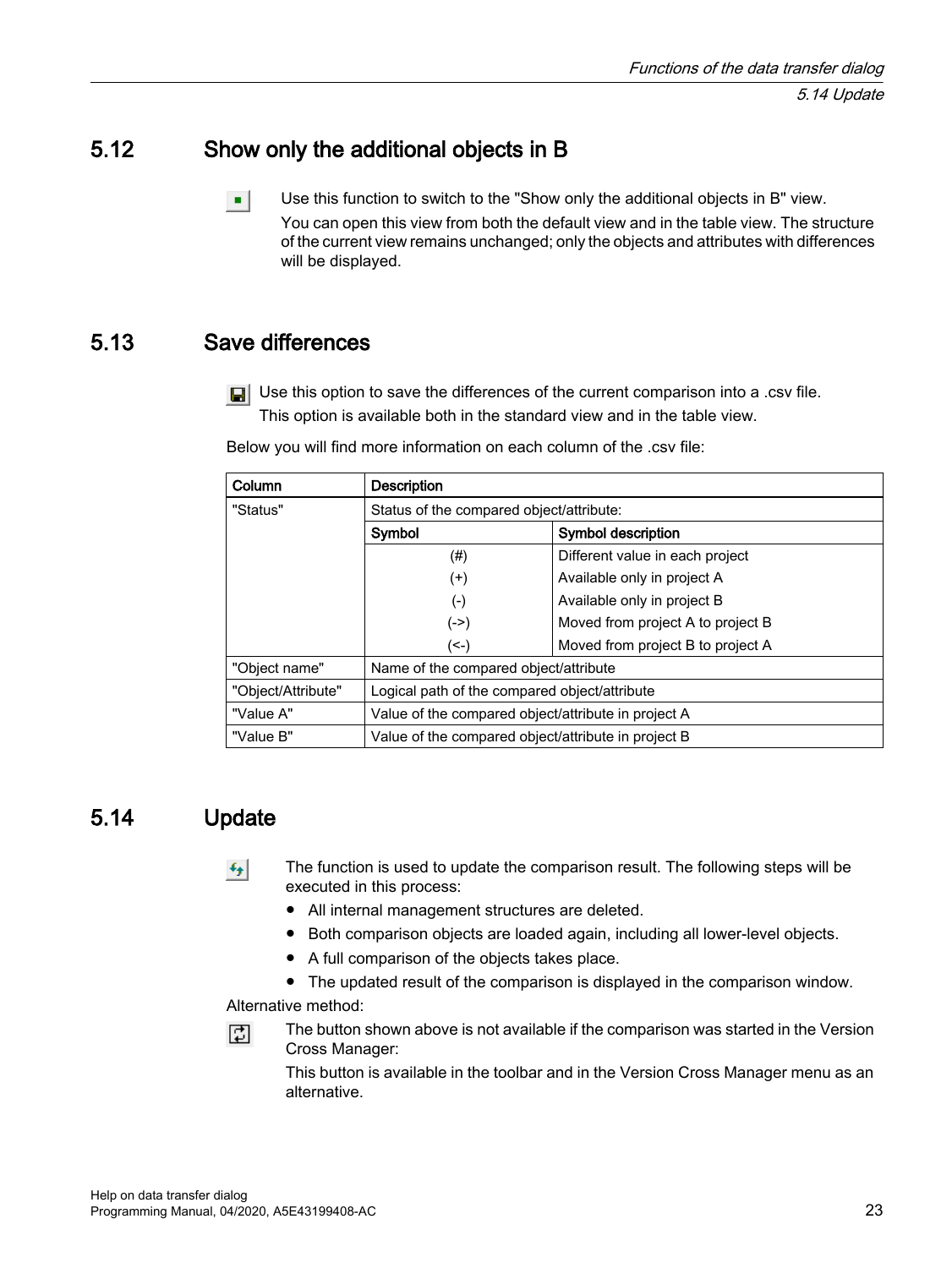## 5.12 Show only the additional objects in B

Use this function to switch to the "Show only the additional objects in B" view.

You can open this view from both the default view and in the table view. The structure of the current view remains unchanged; only the objects and attributes with differences will be displayed.

## 5.13 Save differences

Use this option to save the differences of the current comparison into a .csv file.
This option is available both in the standard view and in the table view.

Below you will find more information on each column of the .csv file:

| Column | Description | |
|---|---|---|
| "Status" | Status of the compared object/attribute: | |
| | **Symbol** | **Symbol description** |
| | (#) | Different value in each project |
| | (+) | Available only in project A |
| | (-) | Available only in project B |
| | (->) | Moved from project A to project B |
| | (<-) | Moved from project B to project A |
| "Object name" | Name of the compared object/attribute | |
| "Object/Attribute" | Logical path of the compared object/attribute | |
| "Value A" | Value of the compared object/attribute in project A | |
| "Value B" | Value of the compared object/attribute in project B | |

## 5.14 Update

The function is used to update the comparison result. The following steps will be executed in this process:

- All internal management structures are deleted.
- Both comparison objects are loaded again, including all lower-level objects.
- A full comparison of the objects takes place.
- The updated result of the comparison is displayed in the comparison window.

Alternative method:

The button shown above is not available if the comparison was started in the Version Cross Manager:

This button is available in the toolbar and in the Version Cross Manager menu as an alternative.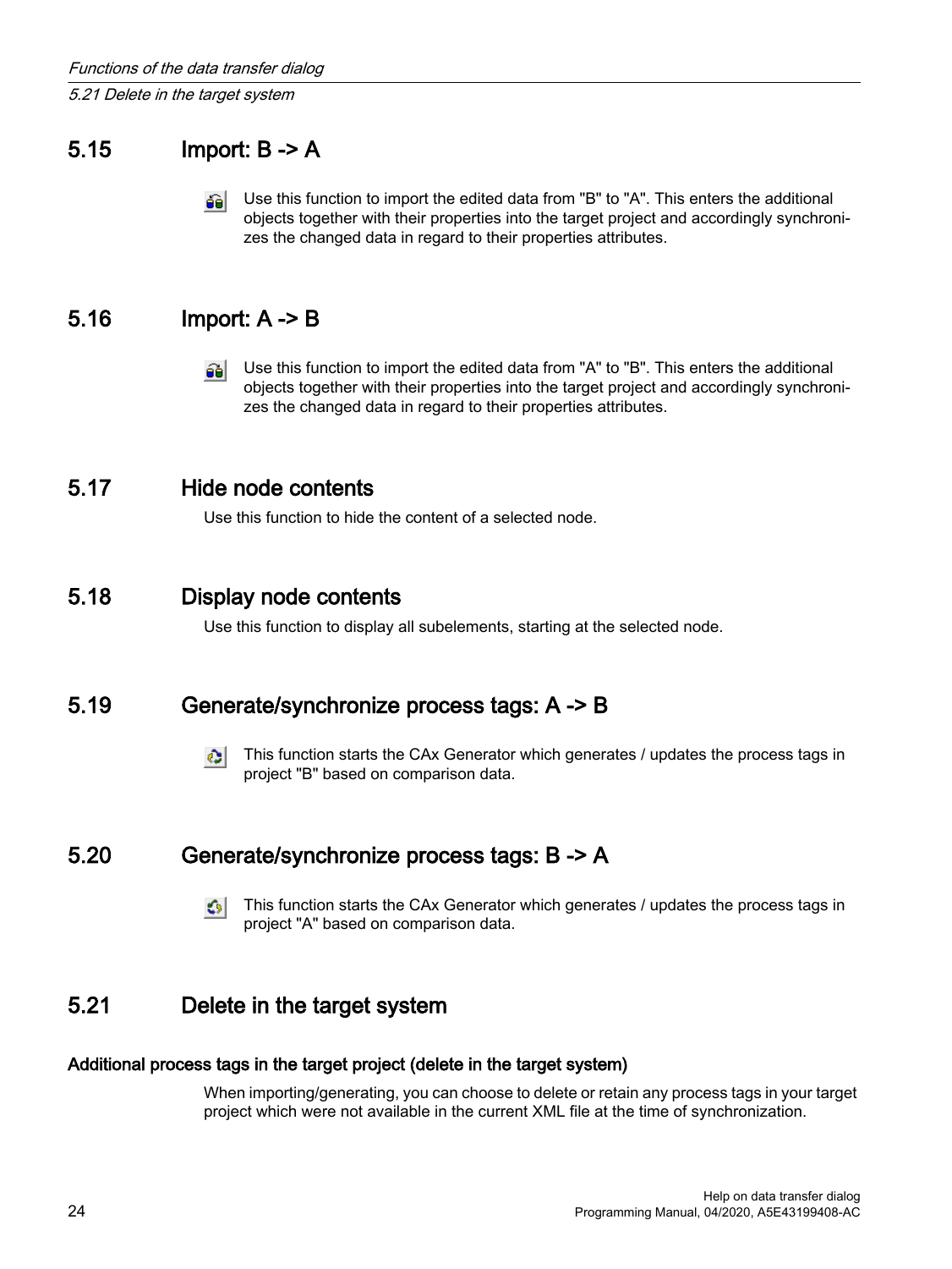## 5.15 Import: B -> A

Use this function to import the edited data from "B" to "A". This enters the additional objects together with their properties into the target project and accordingly synchronizes the changed data in regard to their properties attributes.

## 5.16 Import: A -> B

Use this function to import the edited data from "A" to "B". This enters the additional objects together with their properties into the target project and accordingly synchronizes the changed data in regard to their properties attributes.

## 5.17 Hide node contents

Use this function to hide the content of a selected node.

## 5.18 Display node contents

Use this function to display all subelements, starting at the selected node.

## 5.19 Generate/synchronize process tags: A -> B

This function starts the CAx Generator which generates / updates the process tags in project "B" based on comparison data.

## 5.20 Generate/synchronize process tags: B -> A

This function starts the CAx Generator which generates / updates the process tags in project "A" based on comparison data.

## 5.21 Delete in the target system

#### Additional process tags in the target project (delete in the target system)

When importing/generating, you can choose to delete or retain any process tags in your target project which were not available in the current XML file at the time of synchronization.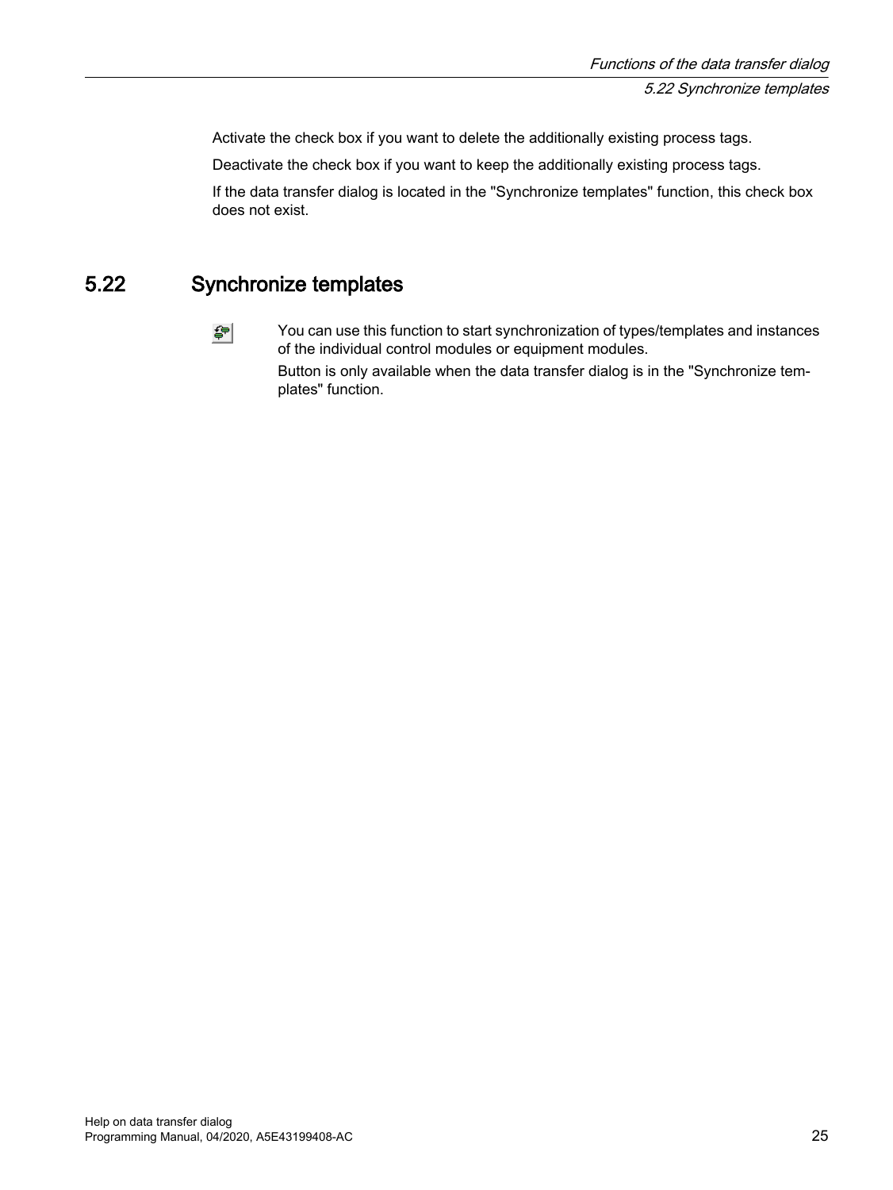Activate the check box if you want to delete the additionally existing process tags.

Deactivate the check box if you want to keep the additionally existing process tags.

If the data transfer dialog is located in the "Synchronize templates" function, this check box does not exist.

## 5.22 Synchronize templates

You can use this function to start synchronization of types/templates and instances of the individual control modules or equipment modules.

Button is only available when the data transfer dialog is in the "Synchronize templates" function.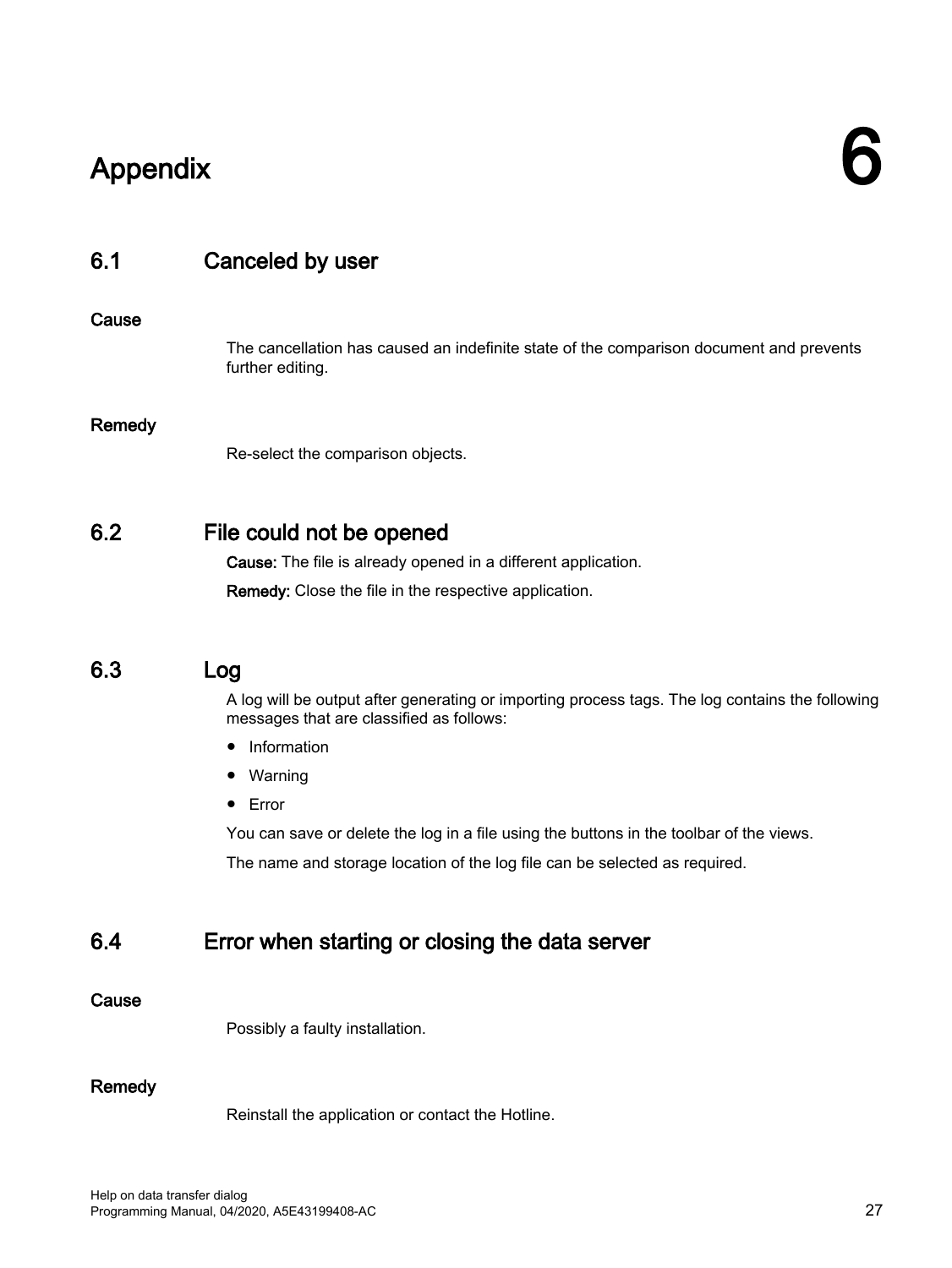# 6 Appendix

## 6.1 Canceled by user

### Cause

The cancellation has caused an indefinite state of the comparison document and prevents further editing.

### Remedy

Re-select the comparison objects.

## 6.2 File could not be opened

**Cause:** The file is already opened in a different application.

**Remedy:** Close the file in the respective application.

## 6.3 Log

A log will be output after generating or importing process tags. The log contains the following messages that are classified as follows:

- Information
- Warning
- Error

You can save or delete the log in a file using the buttons in the toolbar of the views.

The name and storage location of the log file can be selected as required.

## 6.4 Error when starting or closing the data server

### Cause

Possibly a faulty installation.

### Remedy

Reinstall the application or contact the Hotline.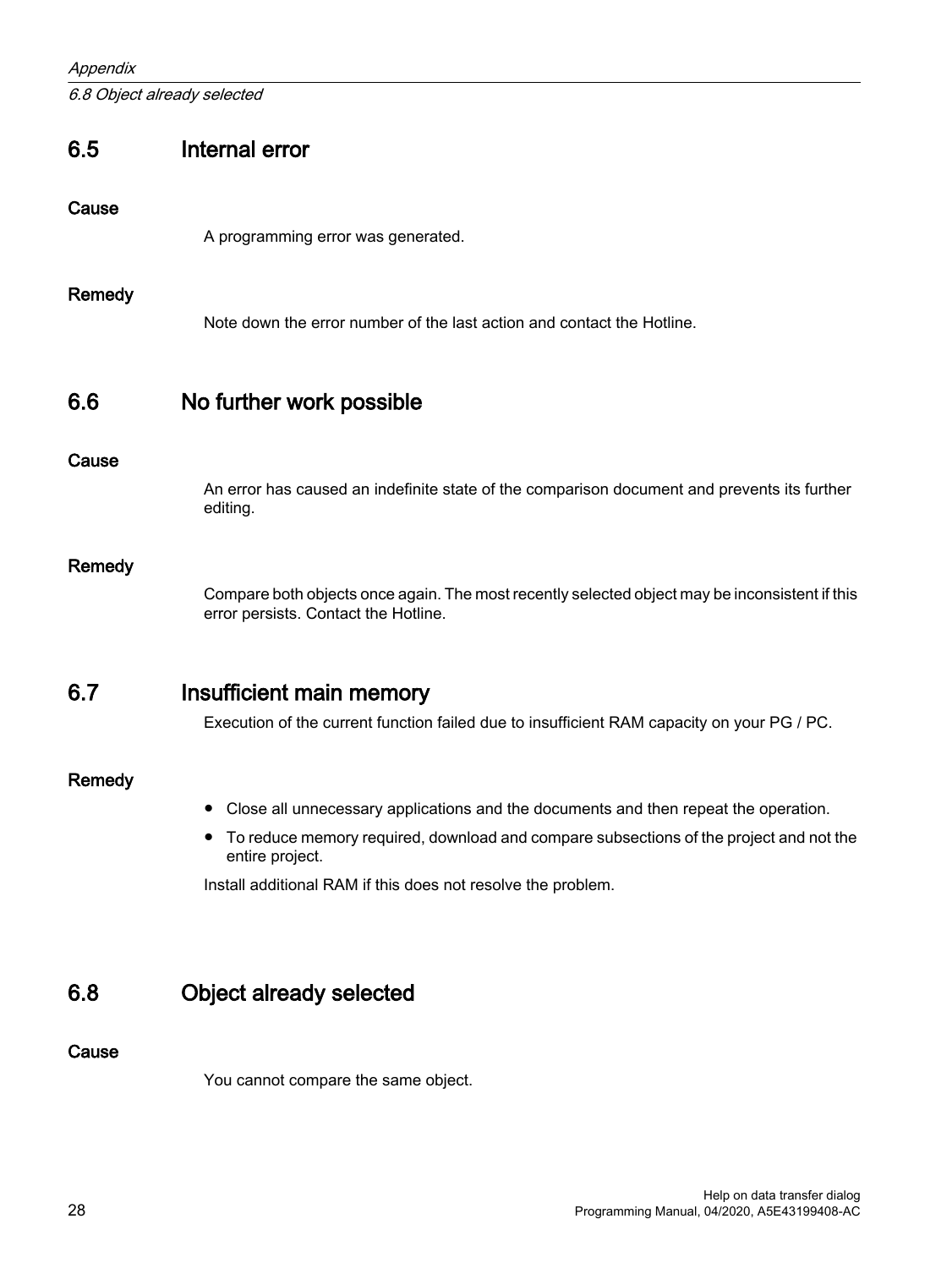## 6.5 Internal error

### Cause

A programming error was generated.

### Remedy

Note down the error number of the last action and contact the Hotline.

## 6.6 No further work possible

### Cause

An error has caused an indefinite state of the comparison document and prevents its further editing.

### Remedy

Compare both objects once again. The most recently selected object may be inconsistent if this error persists. Contact the Hotline.

## 6.7 Insufficient main memory

Execution of the current function failed due to insufficient RAM capacity on your PG / PC.

### Remedy

- Close all unnecessary applications and the documents and then repeat the operation.
- To reduce memory required, download and compare subsections of the project and not the entire project.

Install additional RAM if this does not resolve the problem.

## 6.8 Object already selected

### Cause

You cannot compare the same object.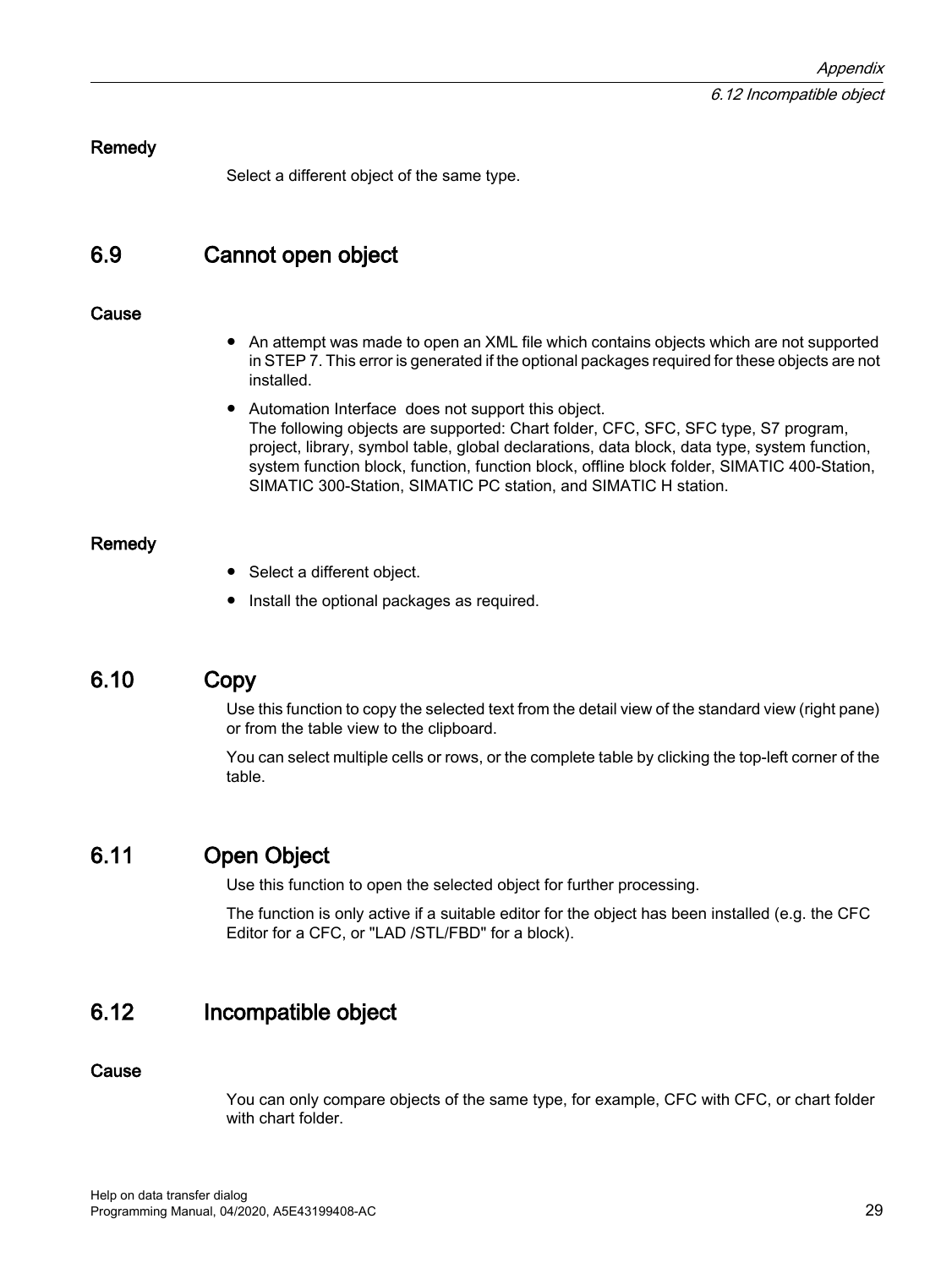### Remedy

Select a different object of the same type.

## 6.9 Cannot open object

### Cause

- An attempt was made to open an XML file which contains objects which are not supported in STEP 7. This error is generated if the optional packages required for these objects are not installed.
- Automation Interface does not support this object.
  The following objects are supported: Chart folder, CFC, SFC, SFC type, S7 program, project, library, symbol table, global declarations, data block, data type, system function, system function block, function, function block, offline block folder, SIMATIC 400-Station, SIMATIC 300-Station, SIMATIC PC station, and SIMATIC H station.

### Remedy

- Select a different object.
- Install the optional packages as required.

## 6.10 Copy

Use this function to copy the selected text from the detail view of the standard view (right pane) or from the table view to the clipboard.

You can select multiple cells or rows, or the complete table by clicking the top-left corner of the table.

## 6.11 Open Object

Use this function to open the selected object for further processing.

The function is only active if a suitable editor for the object has been installed (e.g. the CFC Editor for a CFC, or "LAD /STL/FBD" for a block).

## 6.12 Incompatible object

### Cause

You can only compare objects of the same type, for example, CFC with CFC, or chart folder with chart folder.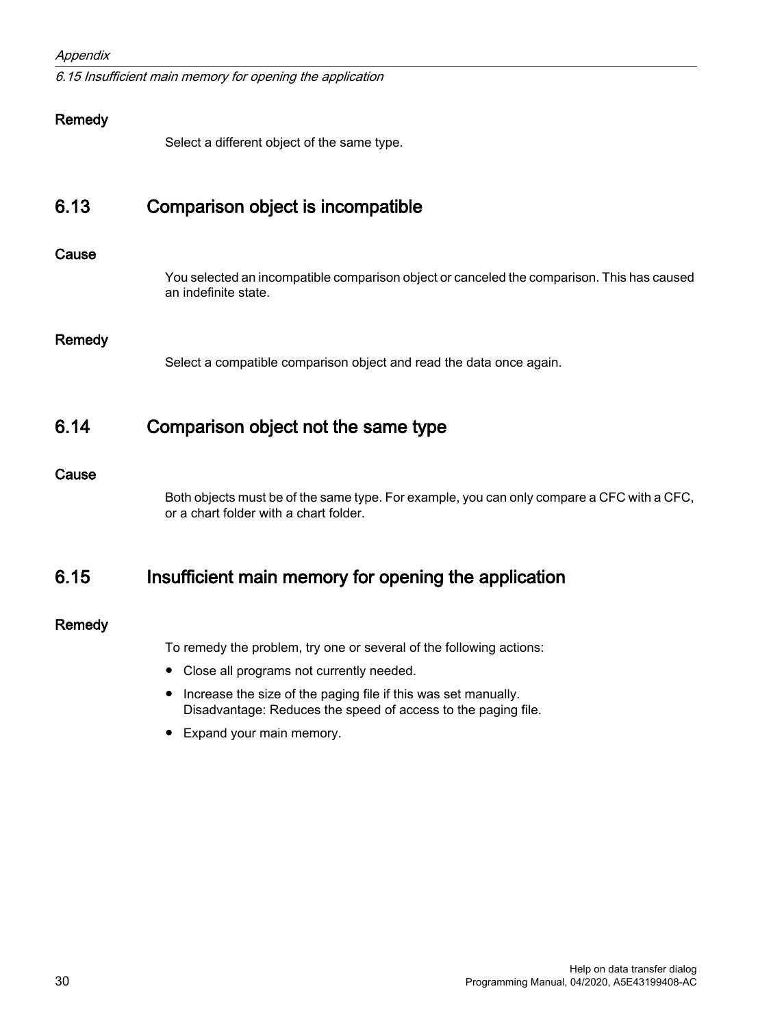### Remedy

Select a different object of the same type.

## 6.13 Comparison object is incompatible

### Cause

You selected an incompatible comparison object or canceled the comparison. This has caused an indefinite state.

### Remedy

Select a compatible comparison object and read the data once again.

## 6.14 Comparison object not the same type

### Cause

Both objects must be of the same type. For example, you can only compare a CFC with a CFC, or a chart folder with a chart folder.

## 6.15 Insufficient main memory for opening the application

### Remedy

To remedy the problem, try one or several of the following actions:

- Close all programs not currently needed.
- Increase the size of the paging file if this was set manually.  
  Disadvantage: Reduces the speed of access to the paging file.
- Expand your main memory.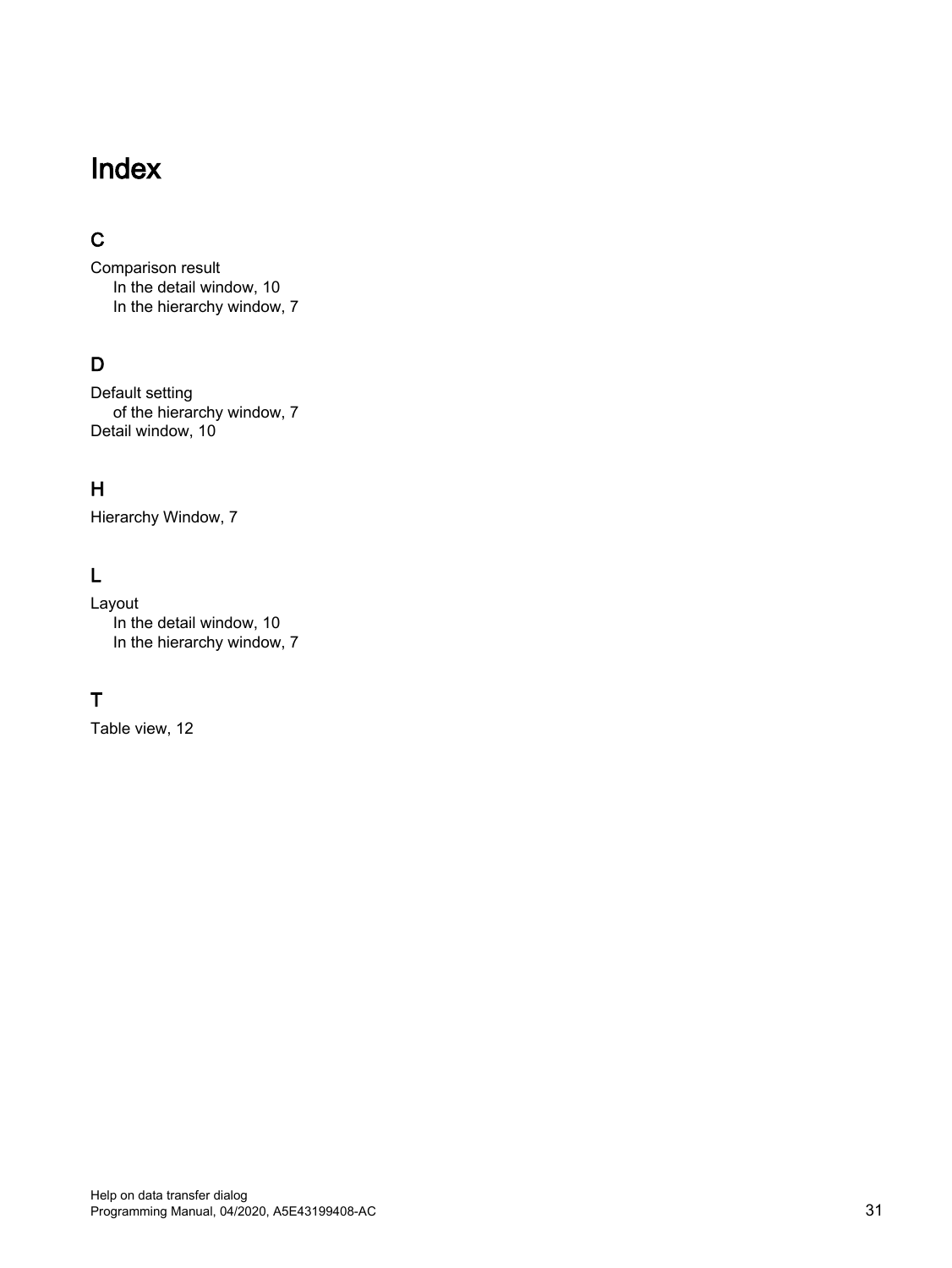# Index

## C

Comparison result
- In the detail window, 10
- In the hierarchy window, 7

## D

Default setting
- of the hierarchy window, 7

Detail window, 10

## H

Hierarchy Window, 7

## L

Layout
- In the detail window, 10
- In the hierarchy window, 7

## T

Table view, 12